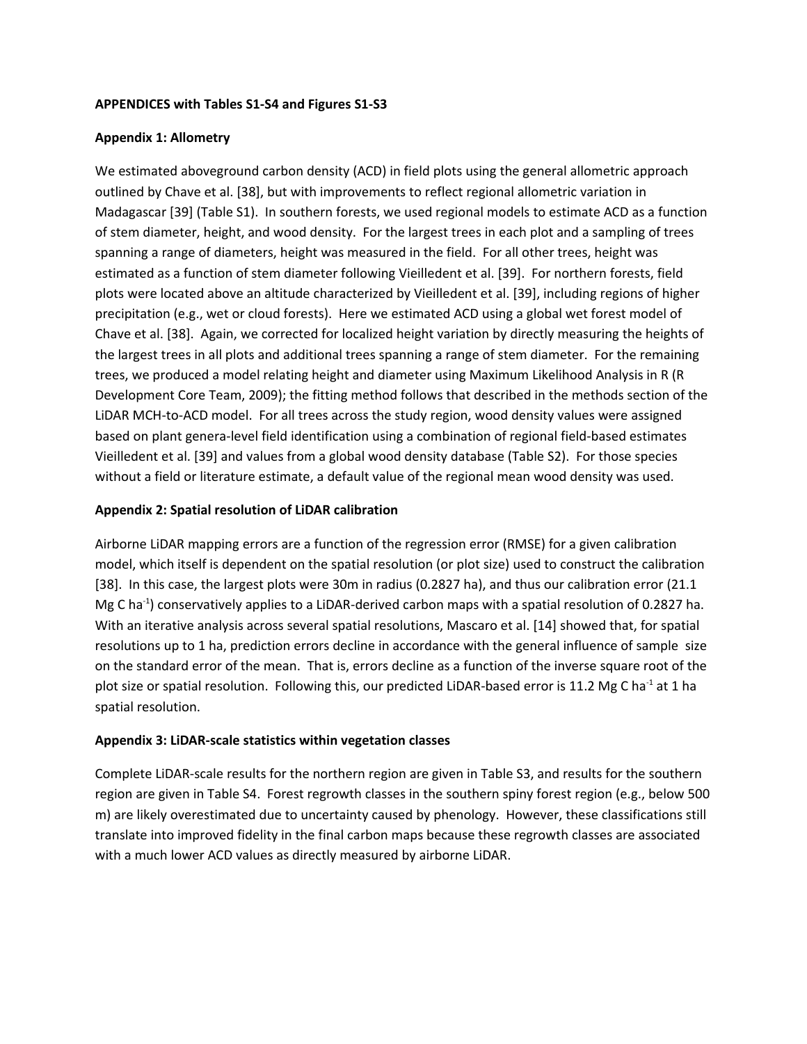**APPENDICES with Tables S1-S4 and Figures S1-S3**

**Appendix 1: Allometry**

We estimated aboveground carbon density (ACD) in field plots using the general allometric approach outlined by Chave et al. [38], but with improvements to reflect regional allometric variation in Madagascar [39] (Table S1). In southern forests, we used regional models to estimate ACD as a function of stem diameter, height, and wood density. For the largest trees in each plot and a sampling of trees spanning a range of diameters, height was measured in the field. For all other trees, height was estimated as a function of stem diameter following Vieilledent et al. [39]. For northern forests, field plots were located above an altitude characterized by Vieilledent et al. [39], including regions of higher precipitation (e.g., wet or cloud forests). Here we estimated ACD using a global wet forest model of Chave et al. [38]. Again, we corrected for localized height variation by directly measuring the heights of the largest trees in all plots and additional trees spanning a range of stem diameter. For the remaining trees, we produced a model relating height and diameter using Maximum Likelihood Analysis in R (R Development Core Team, 2009); the fitting method follows that described in the methods section of the LiDAR MCH-to-ACD model. For all trees across the study region, wood density values were assigned based on plant genera-level field identification using a combination of regional field-based estimates Vieilledent et al. [39] and values from a global wood density database (Table S2). For those species without a field or literature estimate, a default value of the regional mean wood density was used.

**Appendix 2: Spatial resolution of LiDAR calibration**

Airborne LiDAR mapping errors are a function of the regression error (RMSE) for a given calibration model, which itself is dependent on the spatial resolution (or plot size) used to construct the calibration [38]. In this case, the largest plots were 30m in radius (0.2827 ha), and thus our calibration error (21.1 Mg C $ha^{-1}$) conservatively applies to a LiDAR-derived carbon maps with a spatial resolution of 0.2827 ha. With an iterative analysis across several spatial resolutions, Mascaro et al. [14] showed that, for spatial resolutions up to 1 ha, prediction errors decline in accordance with the general influence of sample size on the standard error of the mean. That is, errors decline as a function of the inverse square root of the plot size or spatial resolution. Following this, our predicted LiDAR-based error is 11.2 Mg C $ha^{-1}$ at 1 ha spatial resolution.

**Appendix 3: LiDAR-scale statistics within vegetation classes**

Complete LiDAR-scale results for the northern region are given in Table S3, and results for the southern region are given in Table S4. Forest regrowth classes in the southern spiny forest region (e.g., below 500 m) are likely overestimated due to uncertainty caused by phenology. However, these classifications still translate into improved fidelity in the final carbon maps because these regrowth classes are associated with a much lower ACD values as directly measured by airborne LiDAR.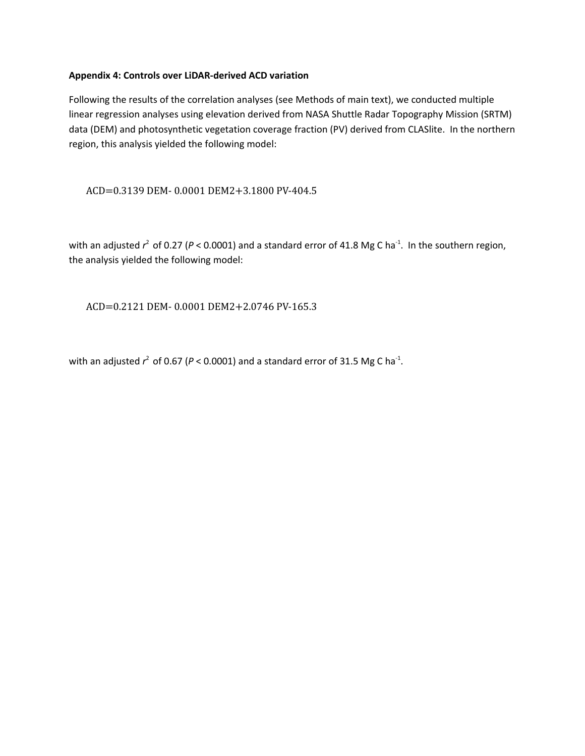**Appendix 4: Controls over LiDAR-derived ACD variation**

Following the results of the correlation analyses (see Methods of main text), we conducted multiple linear regression analyses using elevation derived from NASA Shuttle Radar Topography Mission (SRTM) data (DEM) and photosynthetic vegetation coverage fraction (PV) derived from CLASlite. In the northern region, this analysis yielded the following model:

$$ACD = 0.3139\ DEM - 0.0001\ DEM2 + 3.1800\ PV - 404.5$$

with an adjusted $r^2$ of 0.27 ($P < 0.0001$) and a standard error of 41.8 Mg C $ha^{-1}$. In the southern region, the analysis yielded the following model:

$$ACD = 0.2121\ DEM - 0.0001\ DEM2 + 2.0746\ PV - 165.3$$

with an adjusted $r^2$ of 0.67 ($P < 0.0001$) and a standard error of 31.5 Mg C $ha^{-1}$.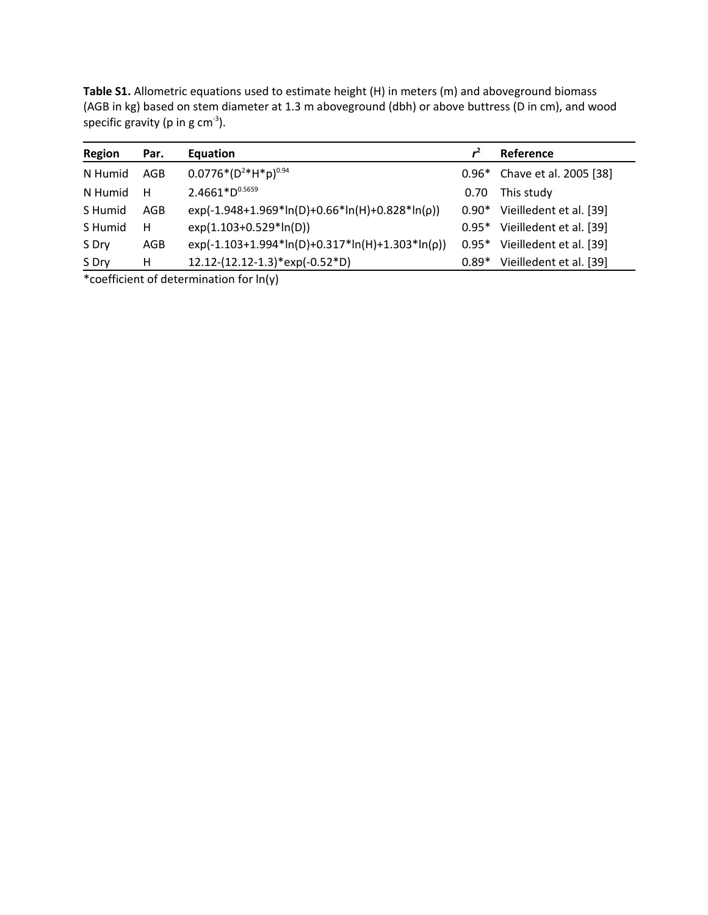**Table S1.** Allometric equations used to estimate height (H) in meters (m) and aboveground biomass (AGB in kg) based on stem diameter at 1.3 m aboveground (dbh) or above buttress (D in cm), and wood specific gravity (p in g $cm^{-3}$).

| Region | Par. | Equation | $r^2$ | Reference |
|---|---|---|---|---|
| N Humid | AGB | $0.0776*(D^2*H*p)^{0.94}$ | 0.96* | Chave et al. 2005 [38] |
| N Humid | H | $2.4661*D^{0.5659}$ | 0.70 | This study |
| S Humid | AGB | $\exp(-1.948+1.969*\ln(D)+0.66*\ln(H)+0.828*\ln(\rho))$ | 0.90* | Vieilledent et al. [39] |
| S Humid | H | $\exp(1.103+0.529*\ln(D))$ | 0.95* | Vieilledent et al. [39] |
| S Dry | AGB | $\exp(-1.103+1.994*\ln(D)+0.317*\ln(H)+1.303*\ln(\rho))$ | 0.95* | Vieilledent et al. [39] |
| S Dry | H | $12.12-(12.12-1.3)*\exp(-0.52*D)$ | 0.89* | Vieilledent et al. [39] |

*coefficient of determination for ln(y)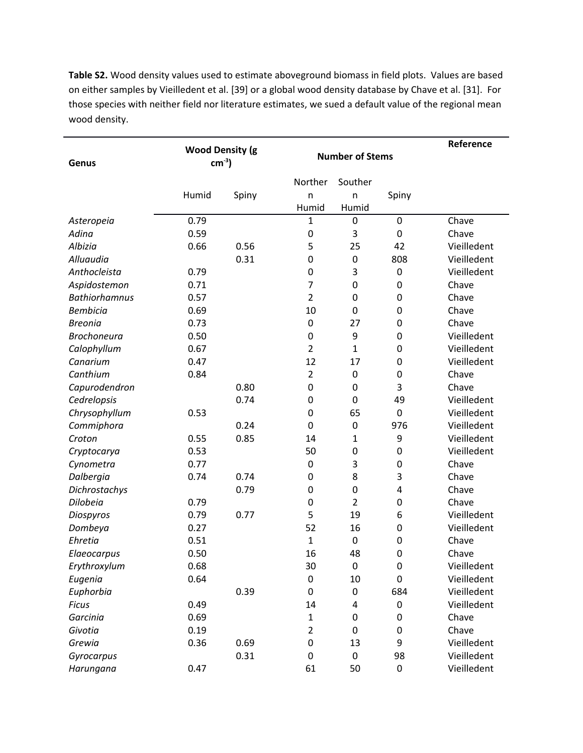**Table S2.** Wood density values used to estimate aboveground biomass in field plots. Values are based on either samples by Vieilledent et al. [39] or a global wood density database by Chave et al. [31]. For those species with neither field nor literature estimates, we sued a default value of the regional mean wood density.

| Genus | Wood Density (g cm$^{-3}$) | | Number of Stems | | | Reference |
|---|---|---|---|---|---|---|
| | Humid | Spiny | Northern Humid | Southern Humid | Spiny | |
| *Asteropeia* | 0.79 | | 1 | 0 | 0 | Chave |
| *Adina* | 0.59 | | 0 | 3 | 0 | Chave |
| *Albizia* | 0.66 | 0.56 | 5 | 25 | 42 | Vieilledent |
| *Alluaudia* | | 0.31 | 0 | 0 | 808 | Vieilledent |
| *Anthocleista* | 0.79 | | 0 | 3 | 0 | Vieilledent |
| *Aspidostemon* | 0.71 | | 7 | 0 | 0 | Chave |
| *Bathiorhamnus* | 0.57 | | 2 | 0 | 0 | Chave |
| *Bembicia* | 0.69 | | 10 | 0 | 0 | Chave |
| *Breonia* | 0.73 | | 0 | 27 | 0 | Chave |
| *Brochoneura* | 0.50 | | 0 | 9 | 0 | Vieilledent |
| *Calophyllum* | 0.67 | | 2 | 1 | 0 | Vieilledent |
| *Canarium* | 0.47 | | 12 | 17 | 0 | Vieilledent |
| *Canthium* | 0.84 | | 2 | 0 | 0 | Chave |
| *Capurodendron* | | 0.80 | 0 | 0 | 3 | Chave |
| *Cedrelopsis* | | 0.74 | 0 | 0 | 49 | Vieilledent |
| *Chrysophyllum* | 0.53 | | 0 | 65 | 0 | Vieilledent |
| *Commiphora* | | 0.24 | 0 | 0 | 976 | Vieilledent |
| *Croton* | 0.55 | 0.85 | 14 | 1 | 9 | Vieilledent |
| *Cryptocarya* | 0.53 | | 50 | 0 | 0 | Vieilledent |
| *Cynometra* | 0.77 | | 0 | 3 | 0 | Chave |
| *Dalbergia* | 0.74 | 0.74 | 0 | 8 | 3 | Chave |
| *Dichrostachys* | | 0.79 | 0 | 0 | 4 | Chave |
| *Dilobeia* | 0.79 | | 0 | 2 | 0 | Chave |
| *Diospyros* | 0.79 | 0.77 | 5 | 19 | 6 | Vieilledent |
| *Dombeya* | 0.27 | | 52 | 16 | 0 | Vieilledent |
| *Ehretia* | 0.51 | | 1 | 0 | 0 | Chave |
| *Elaeocarpus* | 0.50 | | 16 | 48 | 0 | Chave |
| *Erythroxylum* | 0.68 | | 30 | 0 | 0 | Vieilledent |
| *Eugenia* | 0.64 | | 0 | 10 | 0 | Vieilledent |
| *Euphorbia* | | 0.39 | 0 | 0 | 684 | Vieilledent |
| *Ficus* | 0.49 | | 14 | 4 | 0 | Vieilledent |
| *Garcinia* | 0.69 | | 1 | 0 | 0 | Chave |
| *Givotia* | 0.19 | | 2 | 0 | 0 | Chave |
| *Grewia* | 0.36 | 0.69 | 0 | 13 | 9 | Vieilledent |
| *Gyrocarpus* | | 0.31 | 0 | 0 | 98 | Vieilledent |
| *Harungana* | 0.47 | | 61 | 50 | 0 | Vieilledent |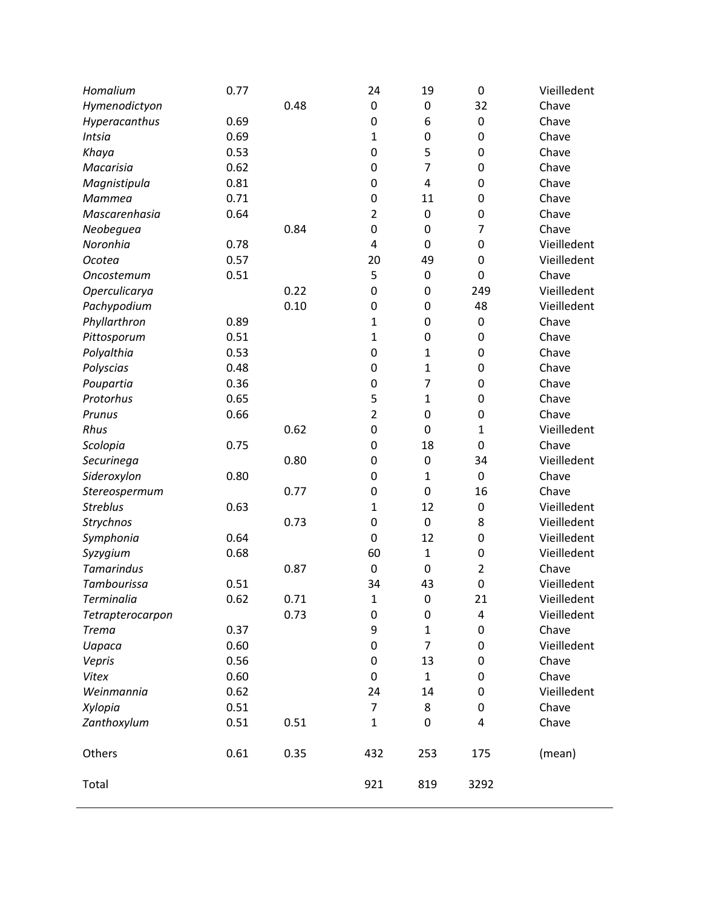| | | | | | | |
|---|---|---|---|---|---|---|
| *Homalium* | 0.77 | | 24 | 19 | 0 | Vieilledent |
| *Hymenodictyon* | | 0.48 | 0 | 0 | 32 | Chave |
| *Hyperacanthus* | 0.69 | | 0 | 6 | 0 | Chave |
| *Intsia* | 0.69 | | 1 | 0 | 0 | Chave |
| *Khaya* | 0.53 | | 0 | 5 | 0 | Chave |
| *Macarisia* | 0.62 | | 0 | 7 | 0 | Chave |
| *Magnistipula* | 0.81 | | 0 | 4 | 0 | Chave |
| *Mammea* | 0.71 | | 0 | 11 | 0 | Chave |
| *Mascarenhasia* | 0.64 | | 2 | 0 | 0 | Chave |
| *Neobeguea* | | 0.84 | 0 | 0 | 7 | Chave |
| *Noronhia* | 0.78 | | 4 | 0 | 0 | Vieilledent |
| *Ocotea* | 0.57 | | 20 | 49 | 0 | Vieilledent |
| *Oncostemum* | 0.51 | | 5 | 0 | 0 | Chave |
| *Operculicarya* | | 0.22 | 0 | 0 | 249 | Vieilledent |
| *Pachypodium* | | 0.10 | 0 | 0 | 48 | Vieilledent |
| *Phyllarthron* | 0.89 | | 1 | 0 | 0 | Chave |
| *Pittosporum* | 0.51 | | 1 | 0 | 0 | Chave |
| *Polyalthia* | 0.53 | | 0 | 1 | 0 | Chave |
| *Polyscias* | 0.48 | | 0 | 1 | 0 | Chave |
| *Poupartia* | 0.36 | | 0 | 7 | 0 | Chave |
| *Protorhus* | 0.65 | | 5 | 1 | 0 | Chave |
| *Prunus* | 0.66 | | 2 | 0 | 0 | Chave |
| *Rhus* | | 0.62 | 0 | 0 | 1 | Vieilledent |
| *Scolopia* | 0.75 | | 0 | 18 | 0 | Chave |
| *Securinega* | | 0.80 | 0 | 0 | 34 | Vieilledent |
| *Sideroxylon* | 0.80 | | 0 | 1 | 0 | Chave |
| *Stereospermum* | | 0.77 | 0 | 0 | 16 | Chave |
| *Streblus* | 0.63 | | 1 | 12 | 0 | Vieilledent |
| *Strychnos* | | 0.73 | 0 | 0 | 8 | Vieilledent |
| *Symphonia* | 0.64 | | 0 | 12 | 0 | Vieilledent |
| *Syzygium* | 0.68 | | 60 | 1 | 0 | Vieilledent |
| *Tamarindus* | | 0.87 | 0 | 0 | 2 | Chave |
| *Tambourissa* | 0.51 | | 34 | 43 | 0 | Vieilledent |
| *Terminalia* | 0.62 | 0.71 | 1 | 0 | 21 | Vieilledent |
| *Tetrapterocarpon* | | 0.73 | 0 | 0 | 4 | Vieilledent |
| *Trema* | 0.37 | | 9 | 1 | 0 | Chave |
| *Uapaca* | 0.60 | | 0 | 7 | 0 | Vieilledent |
| *Vepris* | 0.56 | | 0 | 13 | 0 | Chave |
| *Vitex* | 0.60 | | 0 | 1 | 0 | Chave |
| *Weinmannia* | 0.62 | | 24 | 14 | 0 | Vieilledent |
| *Xylopia* | 0.51 | | 7 | 8 | 0 | Chave |
| *Zanthoxylum* | 0.51 | 0.51 | 1 | 0 | 4 | Chave |
| Others | 0.61 | 0.35 | 432 | 253 | 175 | (mean) |
| Total | | | 921 | 819 | 3292 | |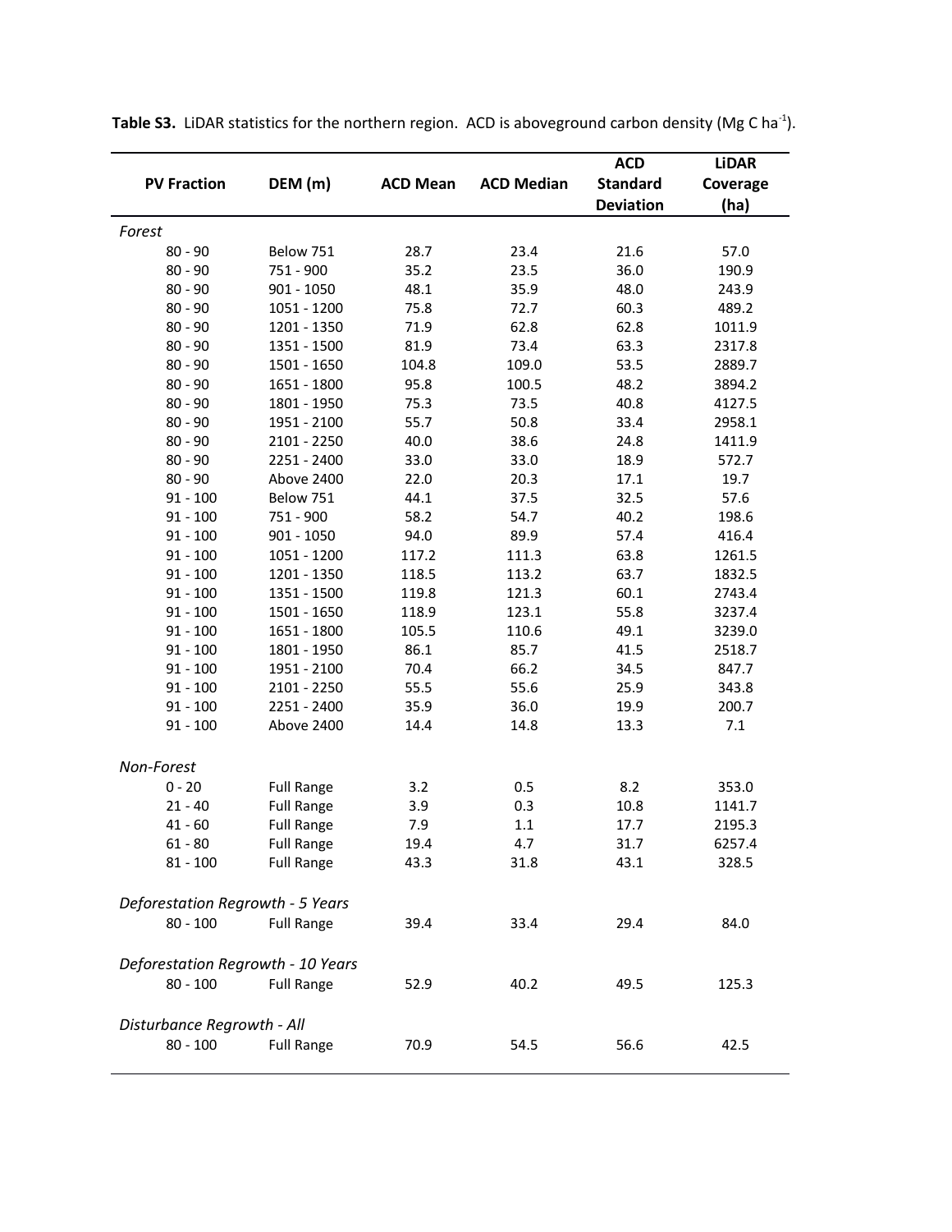**Table S3.** LiDAR statistics for the northern region. ACD is aboveground carbon density (Mg C ha$^{-1}$).

| PV Fraction | DEM (m) | ACD Mean | ACD Median | ACD Standard Deviation | LiDAR Coverage (ha) |
|---|---|---|---|---|---|
| *Forest* | | | | | |
| 80 - 90 | Below 751 | 28.7 | 23.4 | 21.6 | 57.0 |
| 80 - 90 | 751 - 900 | 35.2 | 23.5 | 36.0 | 190.9 |
| 80 - 90 | 901 - 1050 | 48.1 | 35.9 | 48.0 | 243.9 |
| 80 - 90 | 1051 - 1200 | 75.8 | 72.7 | 60.3 | 489.2 |
| 80 - 90 | 1201 - 1350 | 71.9 | 62.8 | 62.8 | 1011.9 |
| 80 - 90 | 1351 - 1500 | 81.9 | 73.4 | 63.3 | 2317.8 |
| 80 - 90 | 1501 - 1650 | 104.8 | 109.0 | 53.5 | 2889.7 |
| 80 - 90 | 1651 - 1800 | 95.8 | 100.5 | 48.2 | 3894.2 |
| 80 - 90 | 1801 - 1950 | 75.3 | 73.5 | 40.8 | 4127.5 |
| 80 - 90 | 1951 - 2100 | 55.7 | 50.8 | 33.4 | 2958.1 |
| 80 - 90 | 2101 - 2250 | 40.0 | 38.6 | 24.8 | 1411.9 |
| 80 - 90 | 2251 - 2400 | 33.0 | 33.0 | 18.9 | 572.7 |
| 80 - 90 | Above 2400 | 22.0 | 20.3 | 17.1 | 19.7 |
| 91 - 100 | Below 751 | 44.1 | 37.5 | 32.5 | 57.6 |
| 91 - 100 | 751 - 900 | 58.2 | 54.7 | 40.2 | 198.6 |
| 91 - 100 | 901 - 1050 | 94.0 | 89.9 | 57.4 | 416.4 |
| 91 - 100 | 1051 - 1200 | 117.2 | 111.3 | 63.8 | 1261.5 |
| 91 - 100 | 1201 - 1350 | 118.5 | 113.2 | 63.7 | 1832.5 |
| 91 - 100 | 1351 - 1500 | 119.8 | 121.3 | 60.1 | 2743.4 |
| 91 - 100 | 1501 - 1650 | 118.9 | 123.1 | 55.8 | 3237.4 |
| 91 - 100 | 1651 - 1800 | 105.5 | 110.6 | 49.1 | 3239.0 |
| 91 - 100 | 1801 - 1950 | 86.1 | 85.7 | 41.5 | 2518.7 |
| 91 - 100 | 1951 - 2100 | 70.4 | 66.2 | 34.5 | 847.7 |
| 91 - 100 | 2101 - 2250 | 55.5 | 55.6 | 25.9 | 343.8 |
| 91 - 100 | 2251 - 2400 | 35.9 | 36.0 | 19.9 | 200.7 |
| 91 - 100 | Above 2400 | 14.4 | 14.8 | 13.3 | 7.1 |
| *Non-Forest* | | | | | |
| 0 - 20 | Full Range | 3.2 | 0.5 | 8.2 | 353.0 |
| 21 - 40 | Full Range | 3.9 | 0.3 | 10.8 | 1141.7 |
| 41 - 60 | Full Range | 7.9 | 1.1 | 17.7 | 2195.3 |
| 61 - 80 | Full Range | 19.4 | 4.7 | 31.7 | 6257.4 |
| 81 - 100 | Full Range | 43.3 | 31.8 | 43.1 | 328.5 |
| *Deforestation Regrowth - 5 Years* | | | | | |
| 80 - 100 | Full Range | 39.4 | 33.4 | 29.4 | 84.0 |
| *Deforestation Regrowth - 10 Years* | | | | | |
| 80 - 100 | Full Range | 52.9 | 40.2 | 49.5 | 125.3 |
| *Disturbance Regrowth - All* | | | | | |
| 80 - 100 | Full Range | 70.9 | 54.5 | 56.6 | 42.5 |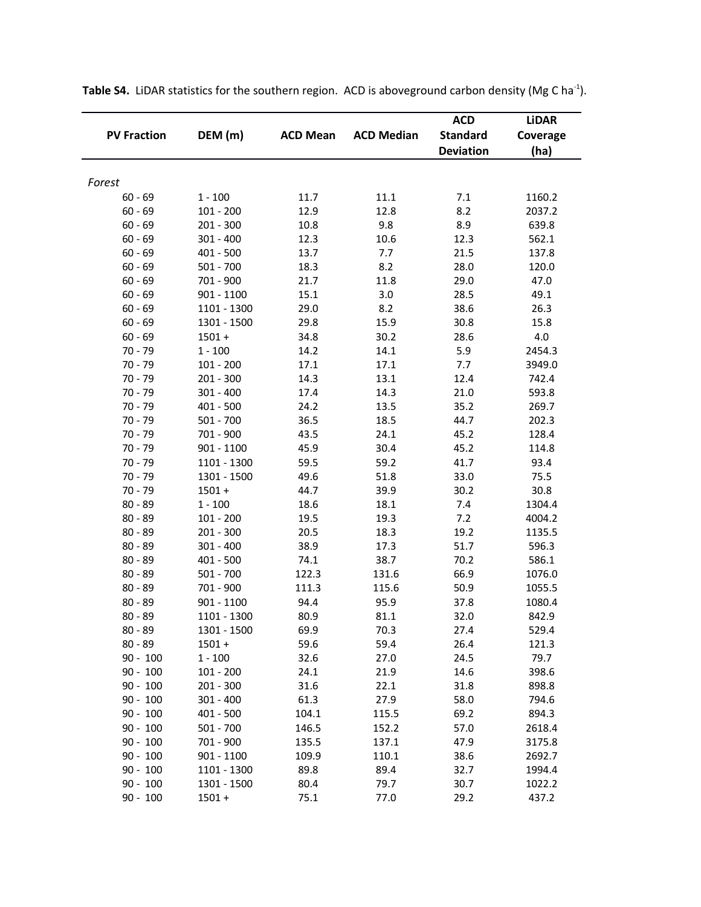**Table S4.** LiDAR statistics for the southern region. ACD is aboveground carbon density (Mg C $ha^{-1}$).

| PV Fraction | DEM (m) | ACD Mean | ACD Median | ACD Standard Deviation | LiDAR Coverage (ha) |
|---|---|---|---|---|---|
| *Forest* | | | | | |
| 60 - 69 | 1 - 100 | 11.7 | 11.1 | 7.1 | 1160.2 |
| 60 - 69 | 101 - 200 | 12.9 | 12.8 | 8.2 | 2037.2 |
| 60 - 69 | 201 - 300 | 10.8 | 9.8 | 8.9 | 639.8 |
| 60 - 69 | 301 - 400 | 12.3 | 10.6 | 12.3 | 562.1 |
| 60 - 69 | 401 - 500 | 13.7 | 7.7 | 21.5 | 137.8 |
| 60 - 69 | 501 - 700 | 18.3 | 8.2 | 28.0 | 120.0 |
| 60 - 69 | 701 - 900 | 21.7 | 11.8 | 29.0 | 47.0 |
| 60 - 69 | 901 - 1100 | 15.1 | 3.0 | 28.5 | 49.1 |
| 60 - 69 | 1101 - 1300 | 29.0 | 8.2 | 38.6 | 26.3 |
| 60 - 69 | 1301 - 1500 | 29.8 | 15.9 | 30.8 | 15.8 |
| 60 - 69 | 1501 + | 34.8 | 30.2 | 28.6 | 4.0 |
| 70 - 79 | 1 - 100 | 14.2 | 14.1 | 5.9 | 2454.3 |
| 70 - 79 | 101 - 200 | 17.1 | 17.1 | 7.7 | 3949.0 |
| 70 - 79 | 201 - 300 | 14.3 | 13.1 | 12.4 | 742.4 |
| 70 - 79 | 301 - 400 | 17.4 | 14.3 | 21.0 | 593.8 |
| 70 - 79 | 401 - 500 | 24.2 | 13.5 | 35.2 | 269.7 |
| 70 - 79 | 501 - 700 | 36.5 | 18.5 | 44.7 | 202.3 |
| 70 - 79 | 701 - 900 | 43.5 | 24.1 | 45.2 | 128.4 |
| 70 - 79 | 901 - 1100 | 45.9 | 30.4 | 45.2 | 114.8 |
| 70 - 79 | 1101 - 1300 | 59.5 | 59.2 | 41.7 | 93.4 |
| 70 - 79 | 1301 - 1500 | 49.6 | 51.8 | 33.0 | 75.5 |
| 70 - 79 | 1501 + | 44.7 | 39.9 | 30.2 | 30.8 |
| 80 - 89 | 1 - 100 | 18.6 | 18.1 | 7.4 | 1304.4 |
| 80 - 89 | 101 - 200 | 19.5 | 19.3 | 7.2 | 4004.2 |
| 80 - 89 | 201 - 300 | 20.5 | 18.3 | 19.2 | 1135.5 |
| 80 - 89 | 301 - 400 | 38.9 | 17.3 | 51.7 | 596.3 |
| 80 - 89 | 401 - 500 | 74.1 | 38.7 | 70.2 | 586.1 |
| 80 - 89 | 501 - 700 | 122.3 | 131.6 | 66.9 | 1076.0 |
| 80 - 89 | 701 - 900 | 111.3 | 115.6 | 50.9 | 1055.5 |
| 80 - 89 | 901 - 1100 | 94.4 | 95.9 | 37.8 | 1080.4 |
| 80 - 89 | 1101 - 1300 | 80.9 | 81.1 | 32.0 | 842.9 |
| 80 - 89 | 1301 - 1500 | 69.9 | 70.3 | 27.4 | 529.4 |
| 80 - 89 | 1501 + | 59.6 | 59.4 | 26.4 | 121.3 |
| 90 - 100 | 1 - 100 | 32.6 | 27.0 | 24.5 | 79.7 |
| 90 - 100 | 101 - 200 | 24.1 | 21.9 | 14.6 | 398.6 |
| 90 - 100 | 201 - 300 | 31.6 | 22.1 | 31.8 | 898.8 |
| 90 - 100 | 301 - 400 | 61.3 | 27.9 | 58.0 | 794.6 |
| 90 - 100 | 401 - 500 | 104.1 | 115.5 | 69.2 | 894.3 |
| 90 - 100 | 501 - 700 | 146.5 | 152.2 | 57.0 | 2618.4 |
| 90 - 100 | 701 - 900 | 135.5 | 137.1 | 47.9 | 3175.8 |
| 90 - 100 | 901 - 1100 | 109.9 | 110.1 | 38.6 | 2692.7 |
| 90 - 100 | 1101 - 1300 | 89.8 | 89.4 | 32.7 | 1994.4 |
| 90 - 100 | 1301 - 1500 | 80.4 | 79.7 | 30.7 | 1022.2 |
| 90 - 100 | 1501 + | 75.1 | 77.0 | 29.2 | 437.2 |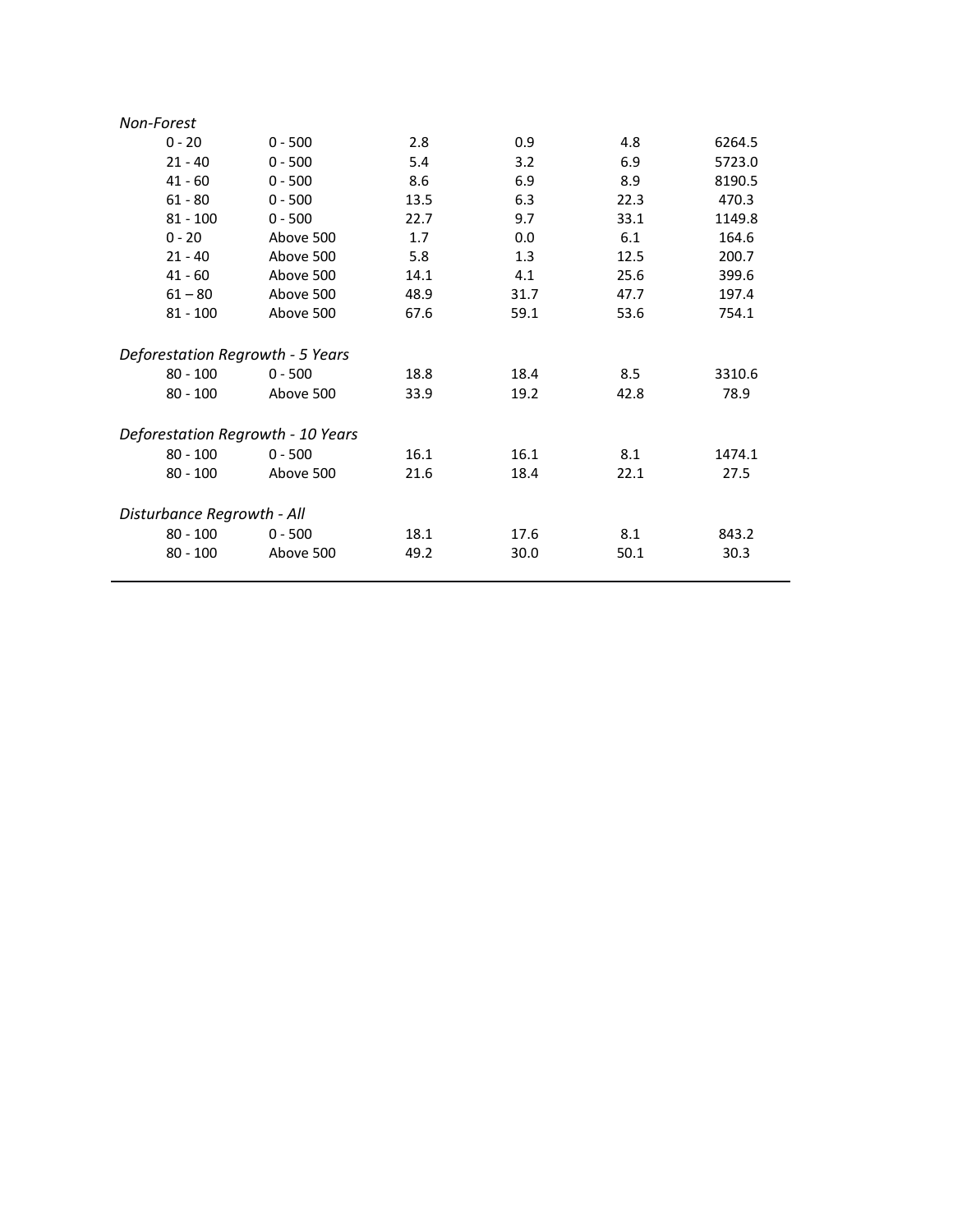| | | | | | |
|---|---|---|---|---|---|
| *Non-Forest* | | | | | |
| 0 - 20 | 0 - 500 | 2.8 | 0.9 | 4.8 | 6264.5 |
| 21 - 40 | 0 - 500 | 5.4 | 3.2 | 6.9 | 5723.0 |
| 41 - 60 | 0 - 500 | 8.6 | 6.9 | 8.9 | 8190.5 |
| 61 - 80 | 0 - 500 | 13.5 | 6.3 | 22.3 | 470.3 |
| 81 - 100 | 0 - 500 | 22.7 | 9.7 | 33.1 | 1149.8 |
| 0 - 20 | Above 500 | 1.7 | 0.0 | 6.1 | 164.6 |
| 21 - 40 | Above 500 | 5.8 | 1.3 | 12.5 | 200.7 |
| 41 - 60 | Above 500 | 14.1 | 4.1 | 25.6 | 399.6 |
| 61 – 80 | Above 500 | 48.9 | 31.7 | 47.7 | 197.4 |
| 81 - 100 | Above 500 | 67.6 | 59.1 | 53.6 | 754.1 |
| *Deforestation Regrowth - 5 Years* | | | | | |
| 80 - 100 | 0 - 500 | 18.8 | 18.4 | 8.5 | 3310.6 |
| 80 - 100 | Above 500 | 33.9 | 19.2 | 42.8 | 78.9 |
| *Deforestation Regrowth - 10 Years* | | | | | |
| 80 - 100 | 0 - 500 | 16.1 | 16.1 | 8.1 | 1474.1 |
| 80 - 100 | Above 500 | 21.6 | 18.4 | 22.1 | 27.5 |
| *Disturbance Regrowth - All* | | | | | |
| 80 - 100 | 0 - 500 | 18.1 | 17.6 | 8.1 | 843.2 |
| 80 - 100 | Above 500 | 49.2 | 30.0 | 50.1 | 30.3 |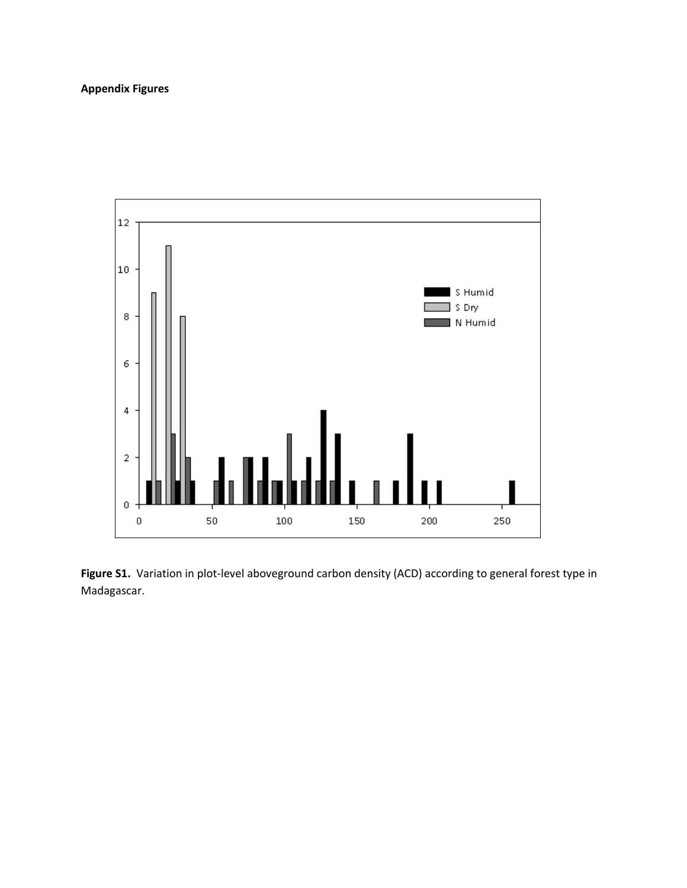**Appendix Figures**

**Figure S1.** Variation in plot-level aboveground carbon density (ACD) according to general forest type in Madagascar.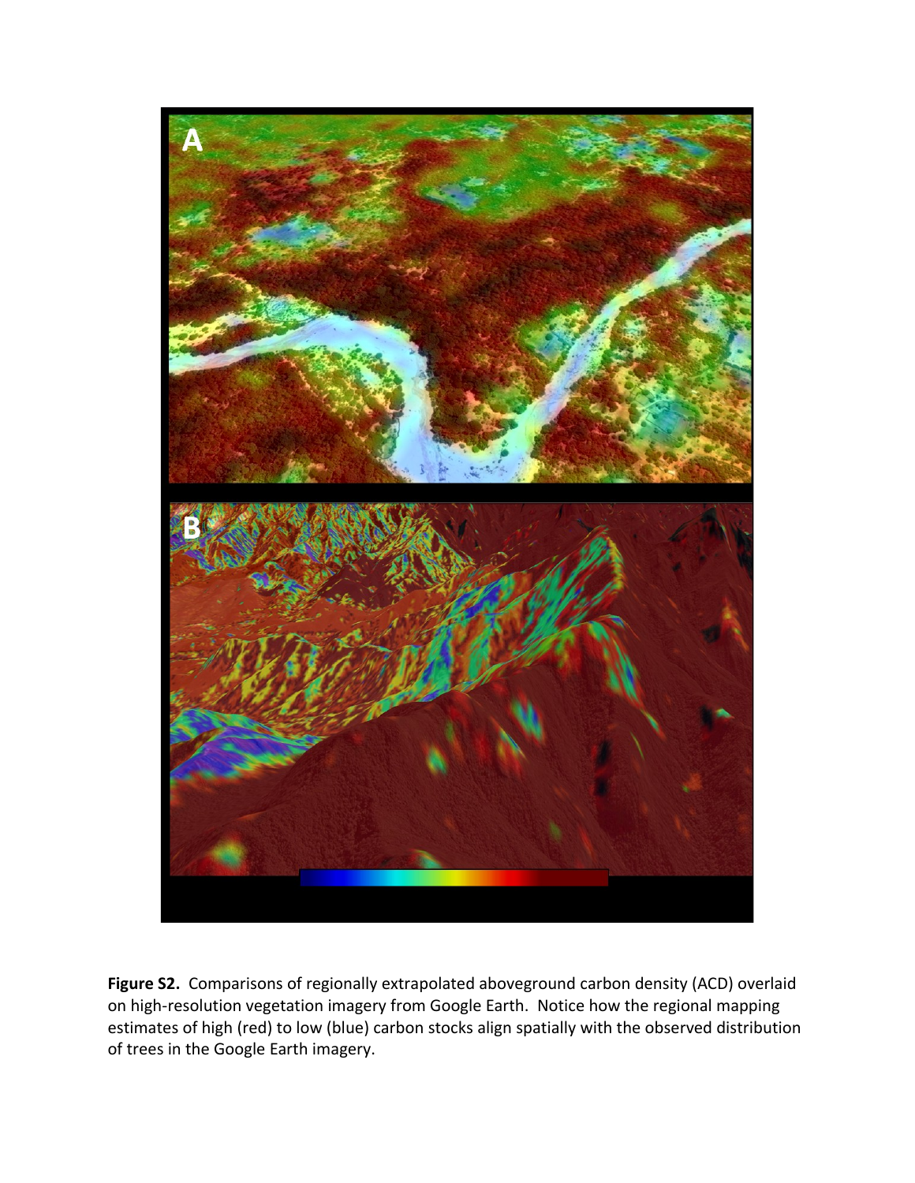**Figure S2.** Comparisons of regionally extrapolated aboveground carbon density (ACD) overlaid on high-resolution vegetation imagery from Google Earth. Notice how the regional mapping estimates of high (red) to low (blue) carbon stocks align spatially with the observed distribution of trees in the Google Earth imagery.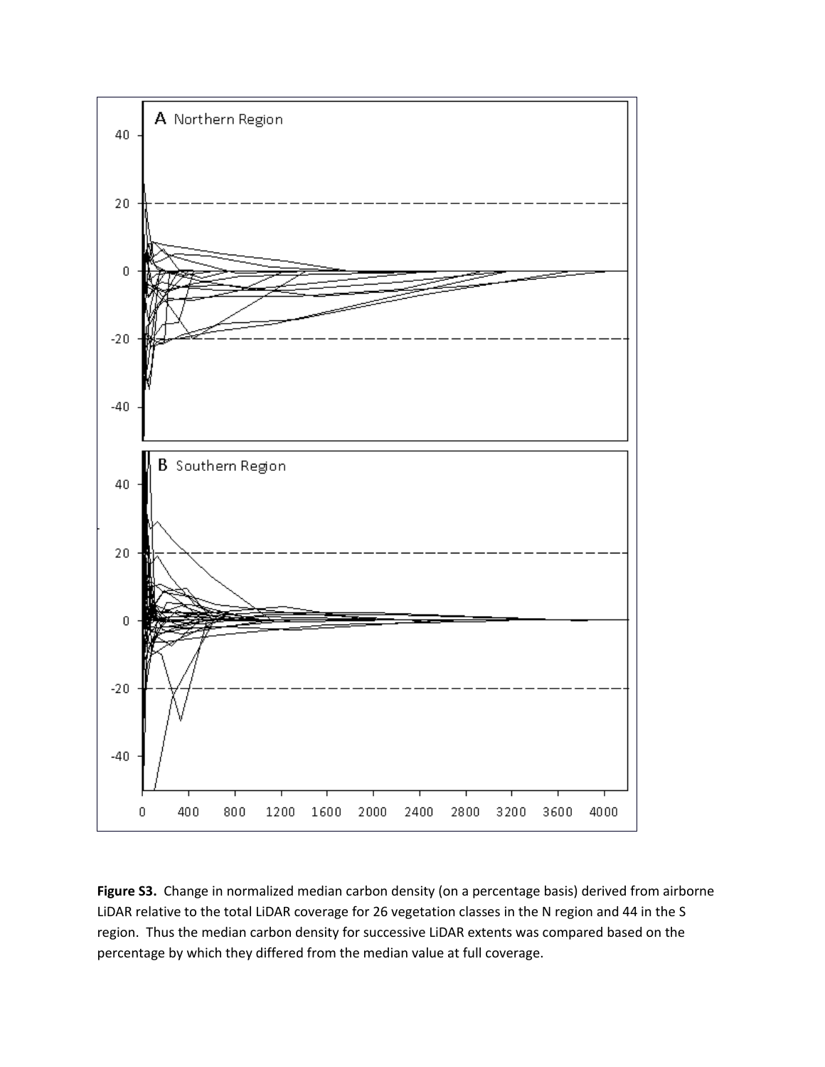A Northern Region

40

20

0

-20

-40

B Southern Region

40

20

0

-20

-40

0 400 800 1200 1600 2000 2400 2800 3200 3600 4000

**Figure S3.** Change in normalized median carbon density (on a percentage basis) derived from airborne LiDAR relative to the total LiDAR coverage for 26 vegetation classes in the N region and 44 in the S region. Thus the median carbon density for successive LiDAR extents was compared based on the percentage by which they differed from the median value at full coverage.